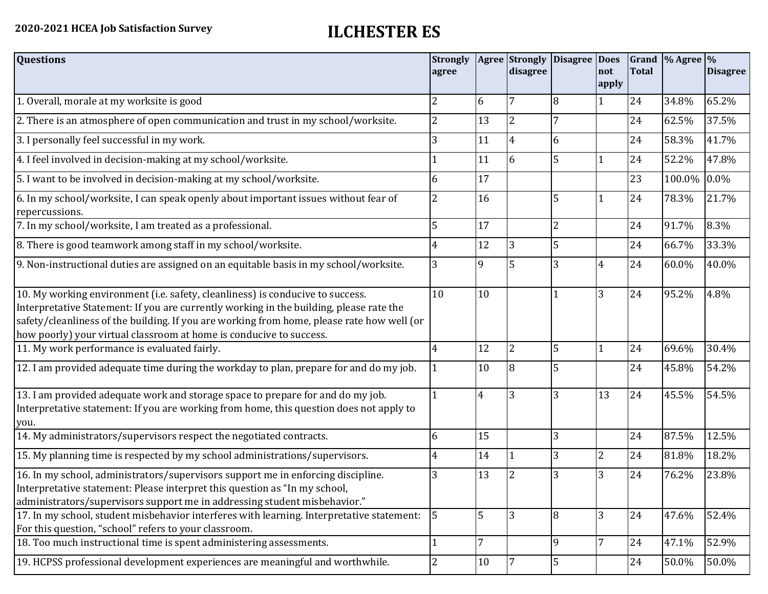**2020-2021 HCEA Job Satisfaction Survey**

# ILCHESTER ES

| Questions | Strongly agree | Agree | Strongly disagree | Disagree | Does not apply | Grand Total | % Agree | % Disagree |
|---|---|---|---|---|---|---|---|---|
| 1. Overall, morale at my worksite is good | 2 | 6 | 7 | 8 | 1 | 24 | 34.8% | 65.2% |
| 2. There is an atmosphere of open communication and trust in my school/worksite. | 2 | 13 | 2 | 7 | | 24 | 62.5% | 37.5% |
| 3. I personally feel successful in my work. | 3 | 11 | 4 | 6 | | 24 | 58.3% | 41.7% |
| 4. I feel involved in decision-making at my school/worksite. | 1 | 11 | 6 | 5 | 1 | 24 | 52.2% | 47.8% |
| 5. I want to be involved in decision-making at my school/worksite. | 6 | 17 | | | | 23 | 100.0% | 0.0% |
| 6. In my school/worksite, I can speak openly about important issues without fear of repercussions. | 2 | 16 | | 5 | 1 | 24 | 78.3% | 21.7% |
| 7. In my school/worksite, I am treated as a professional. | 5 | 17 | | 2 | | 24 | 91.7% | 8.3% |
| 8. There is good teamwork among staff in my school/worksite. | 4 | 12 | 3 | 5 | | 24 | 66.7% | 33.3% |
| 9. Non-instructional duties are assigned on an equitable basis in my school/worksite. | 3 | 9 | 5 | 3 | 4 | 24 | 60.0% | 40.0% |
| 10. My working environment (i.e. safety, cleanliness) is conducive to success. Interpretative Statement: If you are currently working in the building, please rate the safety/cleanliness of the building. If you are working from home, please rate how well (or how poorly) your virtual classroom at home is conducive to success. | 10 | 10 | | 1 | 3 | 24 | 95.2% | 4.8% |
| 11. My work performance is evaluated fairly. | 4 | 12 | 2 | 5 | 1 | 24 | 69.6% | 30.4% |
| 12. I am provided adequate time during the workday to plan, prepare for and do my job. | 1 | 10 | 8 | 5 | | 24 | 45.8% | 54.2% |
| 13. I am provided adequate work and storage space to prepare for and do my job. Interpretative statement: If you are working from home, this question does not apply to you. | 1 | 4 | 3 | 3 | 13 | 24 | 45.5% | 54.5% |
| 14. My administrators/supervisors respect the negotiated contracts. | 6 | 15 | | 3 | | 24 | 87.5% | 12.5% |
| 15. My planning time is respected by my school administrations/supervisors. | 4 | 14 | 1 | 3 | 2 | 24 | 81.8% | 18.2% |
| 16. In my school, administrators/supervisors support me in enforcing discipline. Interpretative statement: Please interpret this question as "In my school, administrators/supervisors support me in addressing student misbehavior." | 3 | 13 | 2 | 3 | 3 | 24 | 76.2% | 23.8% |
| 17. In my school, student misbehavior interferes with learning. Interpretative statement: For this question, "school" refers to your classroom. | 5 | 5 | 3 | 8 | 3 | 24 | 47.6% | 52.4% |
| 18. Too much instructional time is spent administering assessments. | 1 | 7 | | 9 | 7 | 24 | 47.1% | 52.9% |
| 19. HCPSS professional development experiences are meaningful and worthwhile. | 2 | 10 | 7 | 5 | | 24 | 50.0% | 50.0% |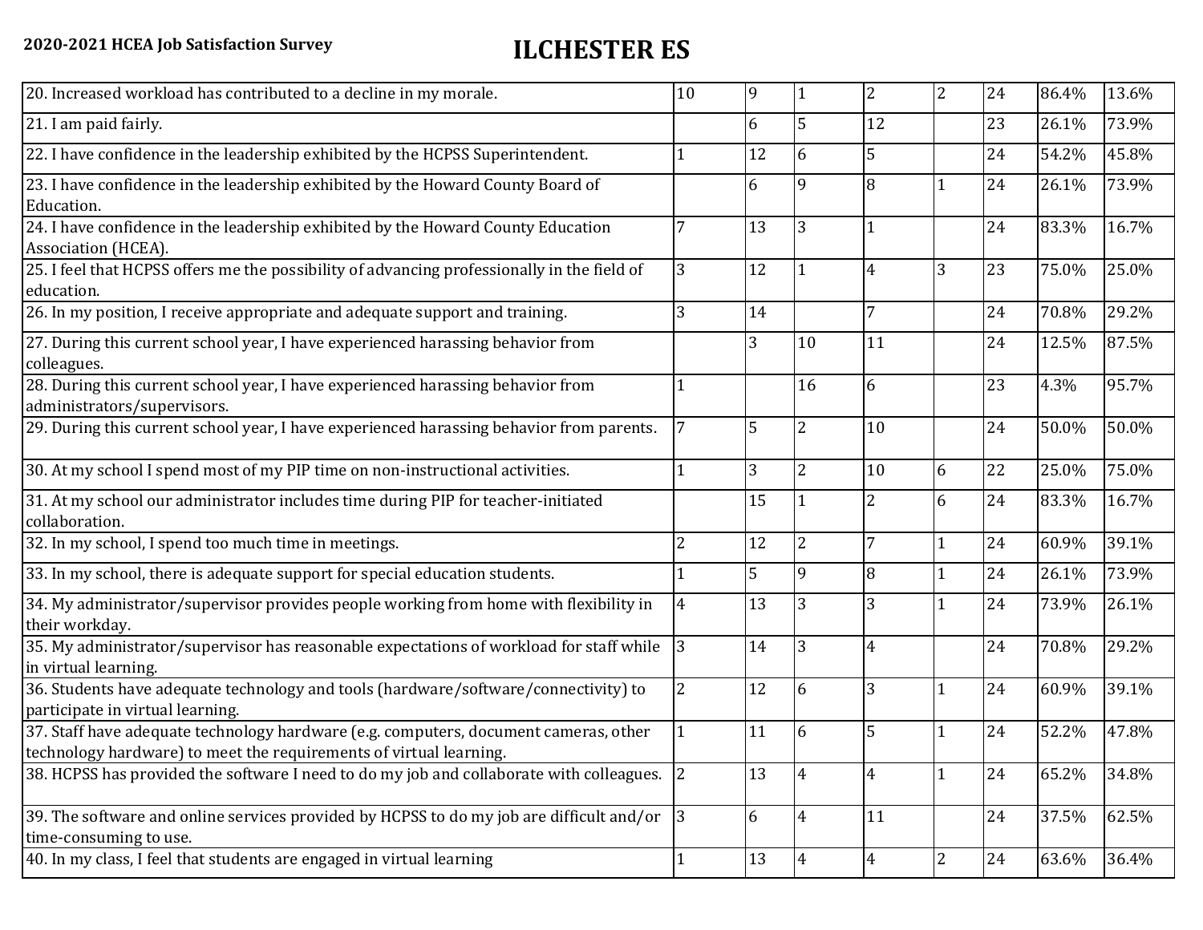2020-2021 HCEA Job Satisfaction Survey

# ILCHESTER ES

| | | | | | | | | |
|---|---|---|---|---|---|---|---|---|
| 20. Increased workload has contributed to a decline in my morale. | 10 | 9 | 1 | 2 | 2 | 24 | 86.4% | 13.6% |
| 21. I am paid fairly. | | 6 | 5 | 12 | | 23 | 26.1% | 73.9% |
| 22. I have confidence in the leadership exhibited by the HCPSS Superintendent. | 1 | 12 | 6 | 5 | | 24 | 54.2% | 45.8% |
| 23. I have confidence in the leadership exhibited by the Howard County Board of Education. | | 6 | 9 | 8 | 1 | 24 | 26.1% | 73.9% |
| 24. I have confidence in the leadership exhibited by the Howard County Education Association (HCEA). | 7 | 13 | 3 | 1 | | 24 | 83.3% | 16.7% |
| 25. I feel that HCPSS offers me the possibility of advancing professionally in the field of education. | 3 | 12 | 1 | 4 | 3 | 23 | 75.0% | 25.0% |
| 26. In my position, I receive appropriate and adequate support and training. | 3 | 14 | | 7 | | 24 | 70.8% | 29.2% |
| 27. During this current school year, I have experienced harassing behavior from colleagues. | | 3 | 10 | 11 | | 24 | 12.5% | 87.5% |
| 28. During this current school year, I have experienced harassing behavior from administrators/supervisors. | 1 | | 16 | 6 | | 23 | 4.3% | 95.7% |
| 29. During this current school year, I have experienced harassing behavior from parents. | 7 | 5 | 2 | 10 | | 24 | 50.0% | 50.0% |
| 30. At my school I spend most of my PIP time on non-instructional activities. | 1 | 3 | 2 | 10 | 6 | 22 | 25.0% | 75.0% |
| 31. At my school our administrator includes time during PIP for teacher-initiated collaboration. | | 15 | 1 | 2 | 6 | 24 | 83.3% | 16.7% |
| 32. In my school, I spend too much time in meetings. | 2 | 12 | 2 | 7 | 1 | 24 | 60.9% | 39.1% |
| 33. In my school, there is adequate support for special education students. | 1 | 5 | 9 | 8 | 1 | 24 | 26.1% | 73.9% |
| 34. My administrator/supervisor provides people working from home with flexibility in their workday. | 4 | 13 | 3 | 3 | 1 | 24 | 73.9% | 26.1% |
| 35. My administrator/supervisor has reasonable expectations of workload for staff while in virtual learning. | 3 | 14 | 3 | 4 | | 24 | 70.8% | 29.2% |
| 36. Students have adequate technology and tools (hardware/software/connectivity) to participate in virtual learning. | 2 | 12 | 6 | 3 | 1 | 24 | 60.9% | 39.1% |
| 37. Staff have adequate technology hardware (e.g. computers, document cameras, other technology hardware) to meet the requirements of virtual learning. | 1 | 11 | 6 | 5 | 1 | 24 | 52.2% | 47.8% |
| 38. HCPSS has provided the software I need to do my job and collaborate with colleagues. | 2 | 13 | 4 | 4 | 1 | 24 | 65.2% | 34.8% |
| 39. The software and online services provided by HCPSS to do my job are difficult and/or time-consuming to use. | 3 | 6 | 4 | 11 | | 24 | 37.5% | 62.5% |
| 40. In my class, I feel that students are engaged in virtual learning | 1 | 13 | 4 | 4 | 2 | 24 | 63.6% | 36.4% |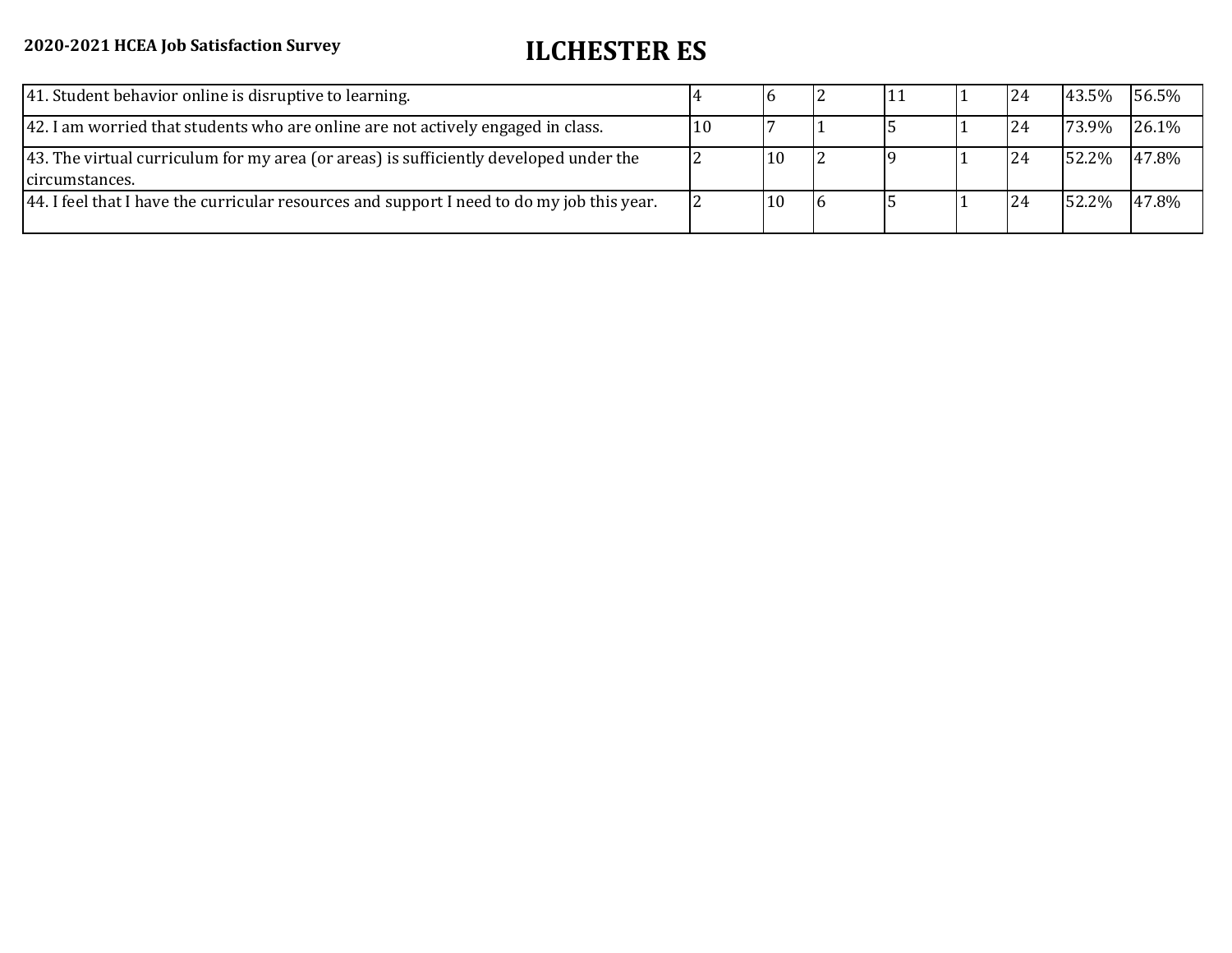**2020-2021 HCEA Job Satisfaction Survey**

# ILCHESTER ES

| | | | | | | | | |
|---|---|---|---|---|---|---|---|---|
| 41. Student behavior online is disruptive to learning. | 4 | 6 | 2 | 11 | 1 | 24 | 43.5% | 56.5% |
| 42. I am worried that students who are online are not actively engaged in class. | 10 | 7 | 1 | 5 | 1 | 24 | 73.9% | 26.1% |
| 43. The virtual curriculum for my area (or areas) is sufficiently developed under the circumstances. | 2 | 10 | 2 | 9 | 1 | 24 | 52.2% | 47.8% |
| 44. I feel that I have the curricular resources and support I need to do my job this year. | 2 | 10 | 6 | 5 | 1 | 24 | 52.2% | 47.8% |